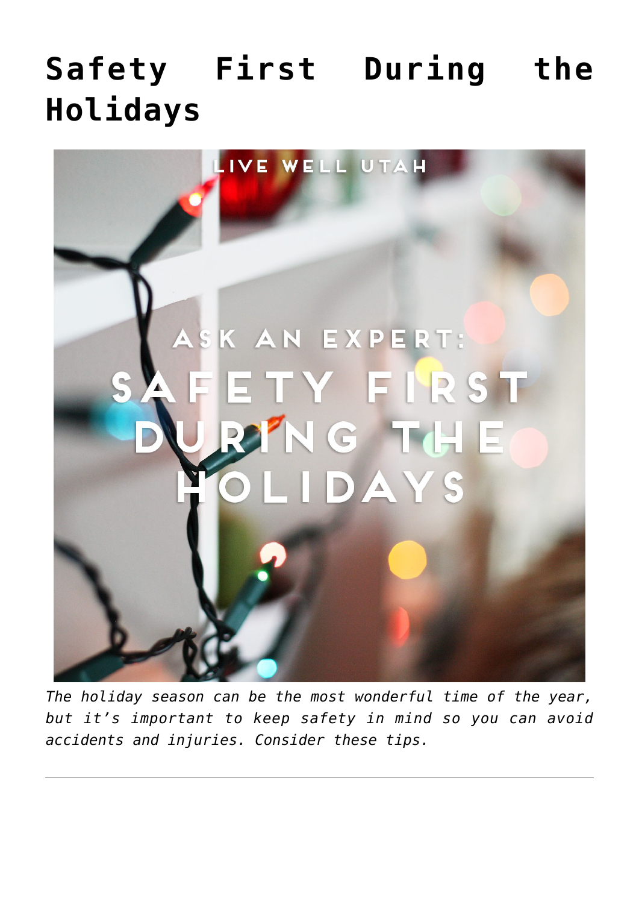# Safety First During the Holidays

*The holiday season can be the most wonderful time of the year, but it's important to keep safety in mind so you can avoid accidents and injuries. Consider these tips.*

---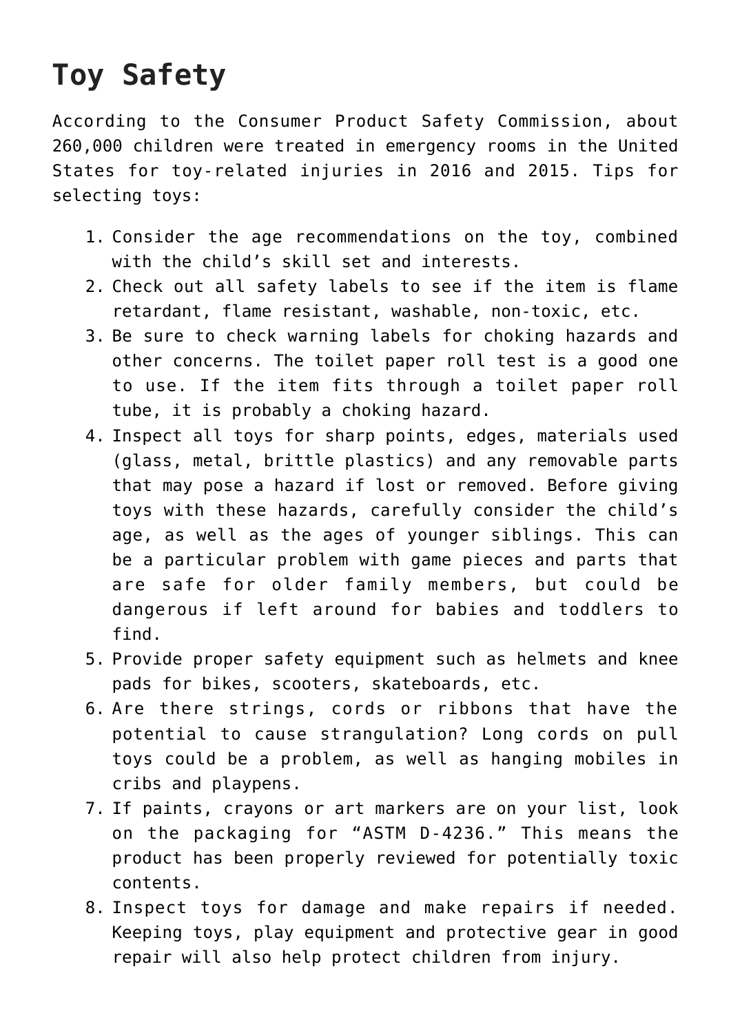# Toy Safety

According to the Consumer Product Safety Commission, about 260,000 children were treated in emergency rooms in the United States for toy-related injuries in 2016 and 2015. Tips for selecting toys:

1. Consider the age recommendations on the toy, combined with the child's skill set and interests.
2. Check out all safety labels to see if the item is flame retardant, flame resistant, washable, non-toxic, etc.
3. Be sure to check warning labels for choking hazards and other concerns. The toilet paper roll test is a good one to use. If the item fits through a toilet paper roll tube, it is probably a choking hazard.
4. Inspect all toys for sharp points, edges, materials used (glass, metal, brittle plastics) and any removable parts that may pose a hazard if lost or removed. Before giving toys with these hazards, carefully consider the child's age, as well as the ages of younger siblings. This can be a particular problem with game pieces and parts that are safe for older family members, but could be dangerous if left around for babies and toddlers to find.
5. Provide proper safety equipment such as helmets and knee pads for bikes, scooters, skateboards, etc.
6. Are there strings, cords or ribbons that have the potential to cause strangulation? Long cords on pull toys could be a problem, as well as hanging mobiles in cribs and playpens.
7. If paints, crayons or art markers are on your list, look on the packaging for "ASTM D-4236." This means the product has been properly reviewed for potentially toxic contents.
8. Inspect toys for damage and make repairs if needed. Keeping toys, play equipment and protective gear in good repair will also help protect children from injury.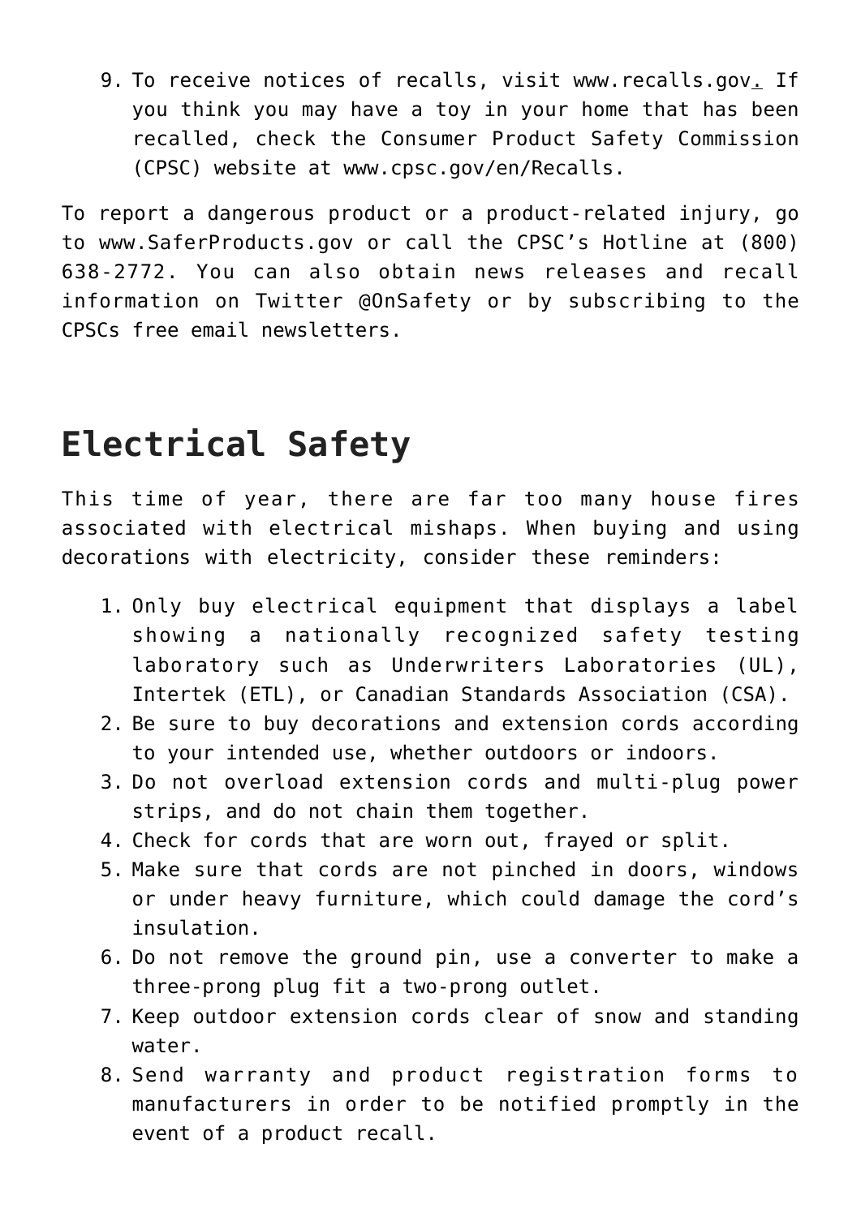9. To receive notices of recalls, visit www.recalls.gov. If you think you may have a toy in your home that has been recalled, check the Consumer Product Safety Commission (CPSC) website at www.cpsc.gov/en/Recalls.

To report a dangerous product or a product-related injury, go to www.SaferProducts.gov or call the CPSC's Hotline at (800) 638-2772. You can also obtain news releases and recall information on Twitter @OnSafety or by subscribing to the CPSCs free email newsletters.

## Electrical Safety

This time of year, there are far too many house fires associated with electrical mishaps. When buying and using decorations with electricity, consider these reminders:

1. Only buy electrical equipment that displays a label showing a nationally recognized safety testing laboratory such as Underwriters Laboratories (UL), Intertek (ETL), or Canadian Standards Association (CSA).
2. Be sure to buy decorations and extension cords according to your intended use, whether outdoors or indoors.
3. Do not overload extension cords and multi-plug power strips, and do not chain them together.
4. Check for cords that are worn out, frayed or split.
5. Make sure that cords are not pinched in doors, windows or under heavy furniture, which could damage the cord's insulation.
6. Do not remove the ground pin, use a converter to make a three-prong plug fit a two-prong outlet.
7. Keep outdoor extension cords clear of snow and standing water.
8. Send warranty and product registration forms to manufacturers in order to be notified promptly in the event of a product recall.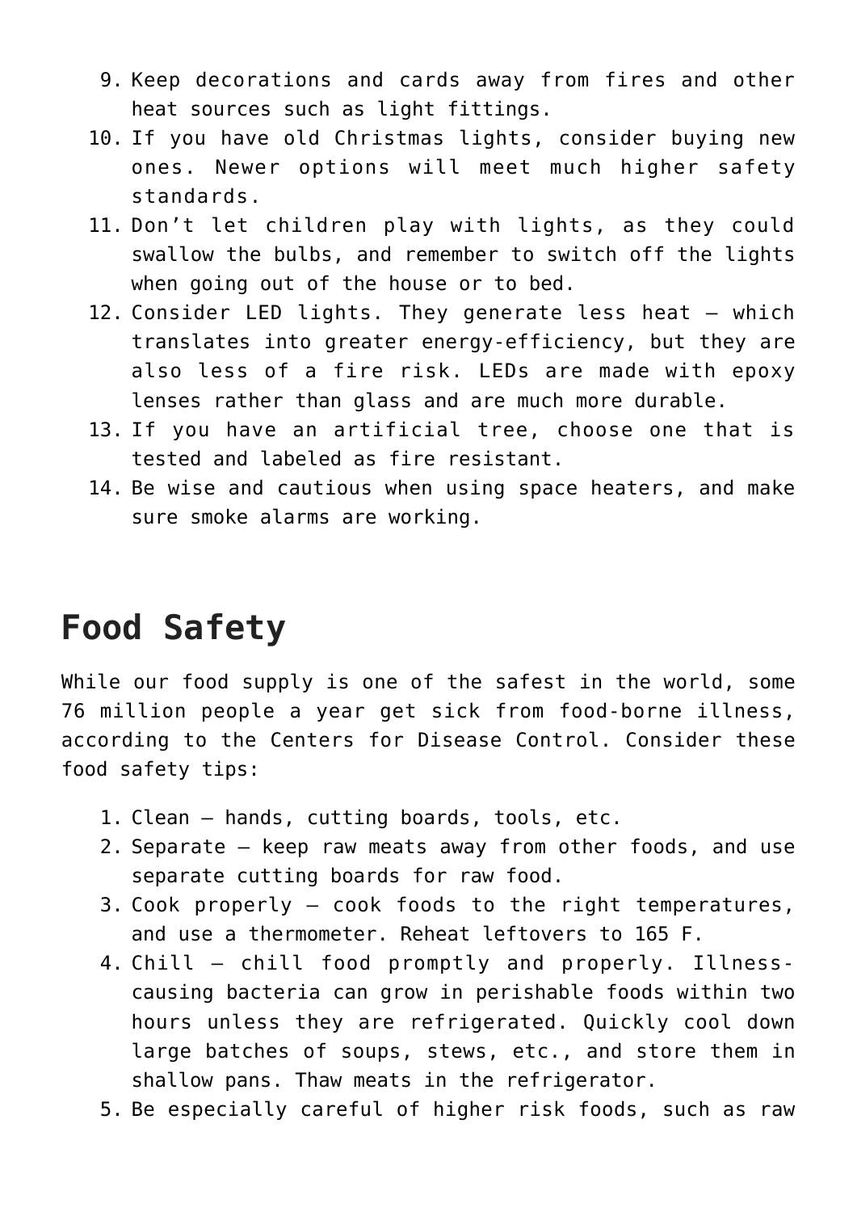9. Keep decorations and cards away from fires and other heat sources such as light fittings.
10. If you have old Christmas lights, consider buying new ones. Newer options will meet much higher safety standards.
11. Don't let children play with lights, as they could swallow the bulbs, and remember to switch off the lights when going out of the house or to bed.
12. Consider LED lights. They generate less heat – which translates into greater energy-efficiency, but they are also less of a fire risk. LEDs are made with epoxy lenses rather than glass and are much more durable.
13. If you have an artificial tree, choose one that is tested and labeled as fire resistant.
14. Be wise and cautious when using space heaters, and make sure smoke alarms are working.

## Food Safety

While our food supply is one of the safest in the world, some 76 million people a year get sick from food-borne illness, according to the Centers for Disease Control. Consider these food safety tips:

1. Clean – hands, cutting boards, tools, etc.
2. Separate – keep raw meats away from other foods, and use separate cutting boards for raw food.
3. Cook properly – cook foods to the right temperatures, and use a thermometer. Reheat leftovers to 165 F.
4. Chill – chill food promptly and properly. Illness-causing bacteria can grow in perishable foods within two hours unless they are refrigerated. Quickly cool down large batches of soups, stews, etc., and store them in shallow pans. Thaw meats in the refrigerator.
5. Be especially careful of higher risk foods, such as raw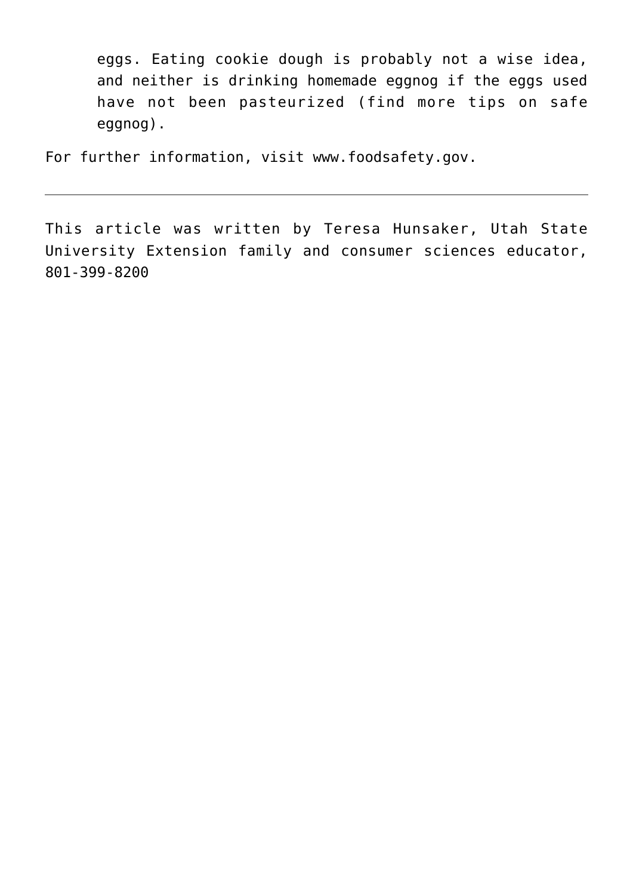eggs. Eating cookie dough is probably not a wise idea, and neither is drinking homemade eggnog if the eggs used have not been pasteurized (find more tips on safe eggnog).

For further information, visit www.foodsafety.gov.

---

This article was written by Teresa Hunsaker, Utah State University Extension family and consumer sciences educator, 801-399-8200